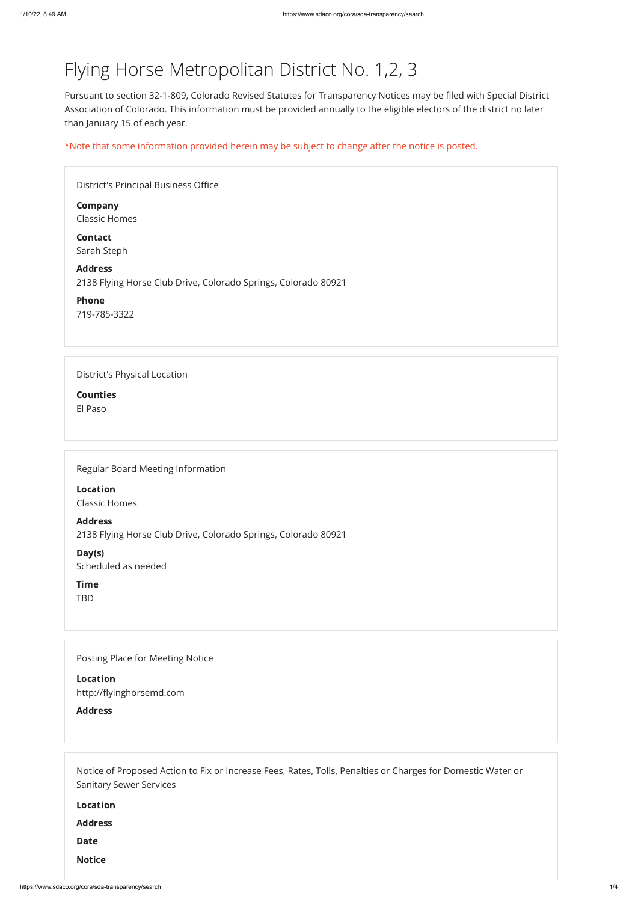# Flying Horse Metropolitan District No. 1,2, 3

Pursuant to section 32-1-809, Colorado Revised Statutes for Transparency Notices may be filed with Special District Association of Colorado. This information must be provided annually to the eligible electors of the district no later than January 15 of each year.

*Note that some information provided herein may be subject to change after the notice is posted.

District's Principal Business Office

**Company**
Classic Homes

**Contact**
Sarah Steph

**Address**
2138 Flying Horse Club Drive, Colorado Springs, Colorado 80921

**Phone**
719-785-3322

District's Physical Location

**Counties**
El Paso

Regular Board Meeting Information

**Location**
Classic Homes

**Address**
2138 Flying Horse Club Drive, Colorado Springs, Colorado 80921

**Day(s)**
Scheduled as needed

**Time**
TBD

Posting Place for Meeting Notice

**Location**
http://flyinghorsemd.com

**Address**

Notice of Proposed Action to Fix or Increase Fees, Rates, Tolls, Penalties or Charges for Domestic Water or Sanitary Sewer Services

**Location**

**Address**

**Date**

**Notice**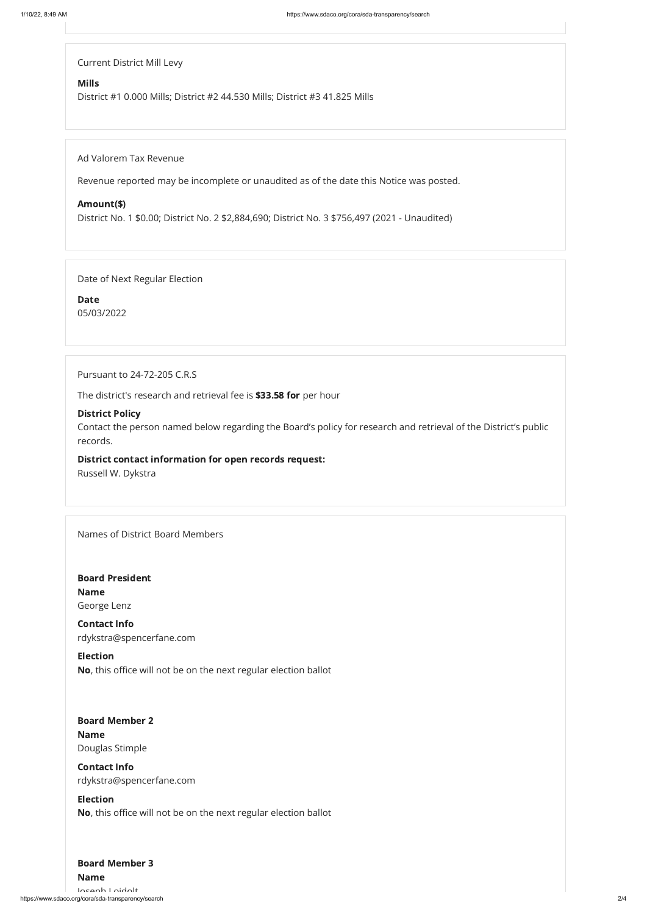Current District Mill Levy

**Mills**
District #1 0.000 Mills; District #2 44.530 Mills; District #3 41.825 Mills

Ad Valorem Tax Revenue

Revenue reported may be incomplete or unaudited as of the date this Notice was posted.

**Amount($)**
District No. 1 $0.00; District No. 2 $2,884,690; District No. 3 $756,497 (2021 - Unaudited)

Date of Next Regular Election

**Date**
05/03/2022

Pursuant to 24-72-205 C.R.S

The district's research and retrieval fee is **$33.58 for** per hour

**District Policy**
Contact the person named below regarding the Board's policy for research and retrieval of the District's public records.

**District contact information for open records request:**
Russell W. Dykstra

Names of District Board Members

**Board President**
**Name**
George Lenz

**Contact Info**
rdykstra@spencerfane.com

**Election**
**No**, this office will not be on the next regular election ballot

**Board Member 2**
**Name**
Douglas Stimple

**Contact Info**
rdykstra@spencerfane.com

**Election**
**No**, this office will not be on the next regular election ballot

**Board Member 3**
**Name**
Joseph Loidolt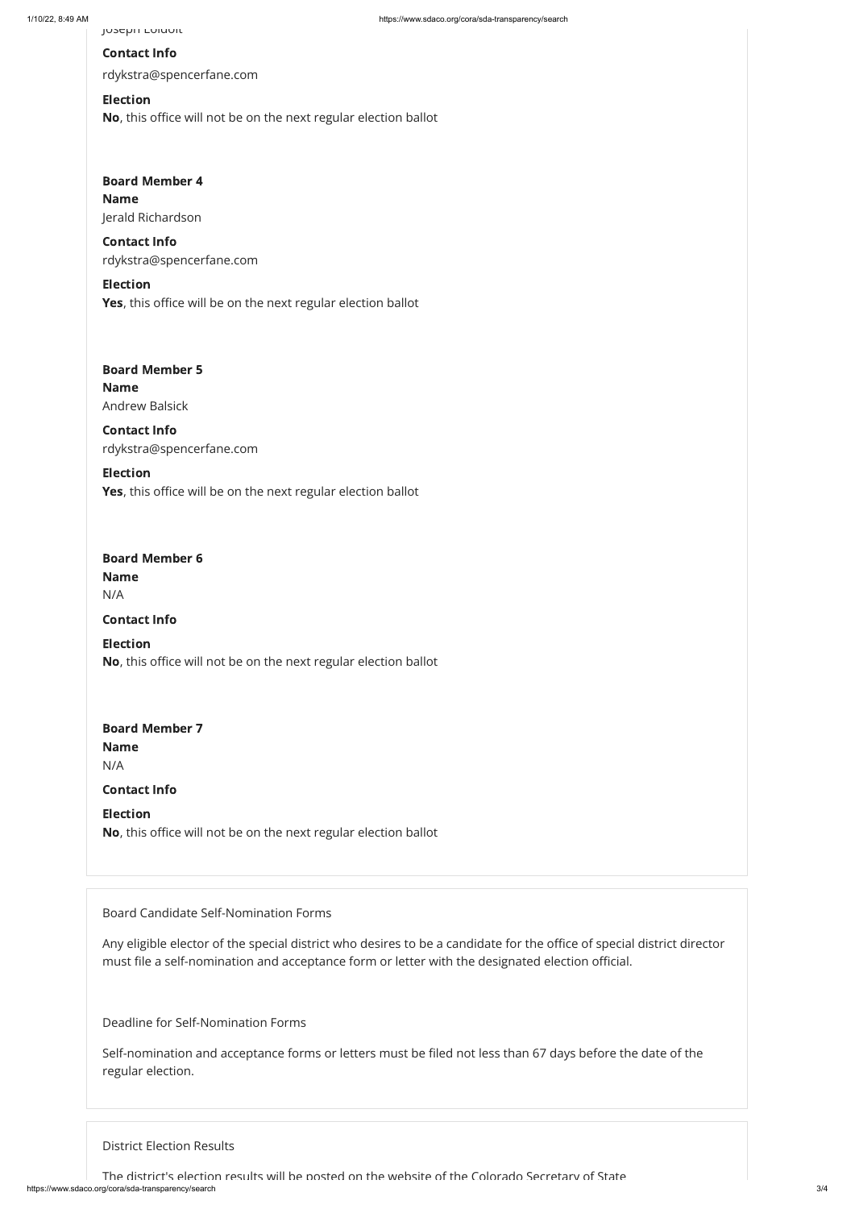Joseph Loidolt

**Contact Info**

rdykstra@spencerfane.com

**Election**

**No**, this office will not be on the next regular election ballot

**Board Member 4**

**Name**

Jerald Richardson

**Contact Info**

rdykstra@spencerfane.com

**Election**

**Yes**, this office will be on the next regular election ballot

**Board Member 5**

**Name**

Andrew Balsick

**Contact Info**

rdykstra@spencerfane.com

**Election**

**Yes**, this office will be on the next regular election ballot

**Board Member 6**

**Name**

N/A

**Contact Info**

**Election**

**No**, this office will not be on the next regular election ballot

**Board Member 7**

**Name**

N/A

**Contact Info**

**Election**

**No**, this office will not be on the next regular election ballot

Board Candidate Self-Nomination Forms

Any eligible elector of the special district who desires to be a candidate for the office of special district director must file a self-nomination and acceptance form or letter with the designated election official.

Deadline for Self-Nomination Forms

Self-nomination and acceptance forms or letters must be filed not less than 67 days before the date of the regular election.

District Election Results

The district's election results will be posted on the website of the Colorado Secretary of State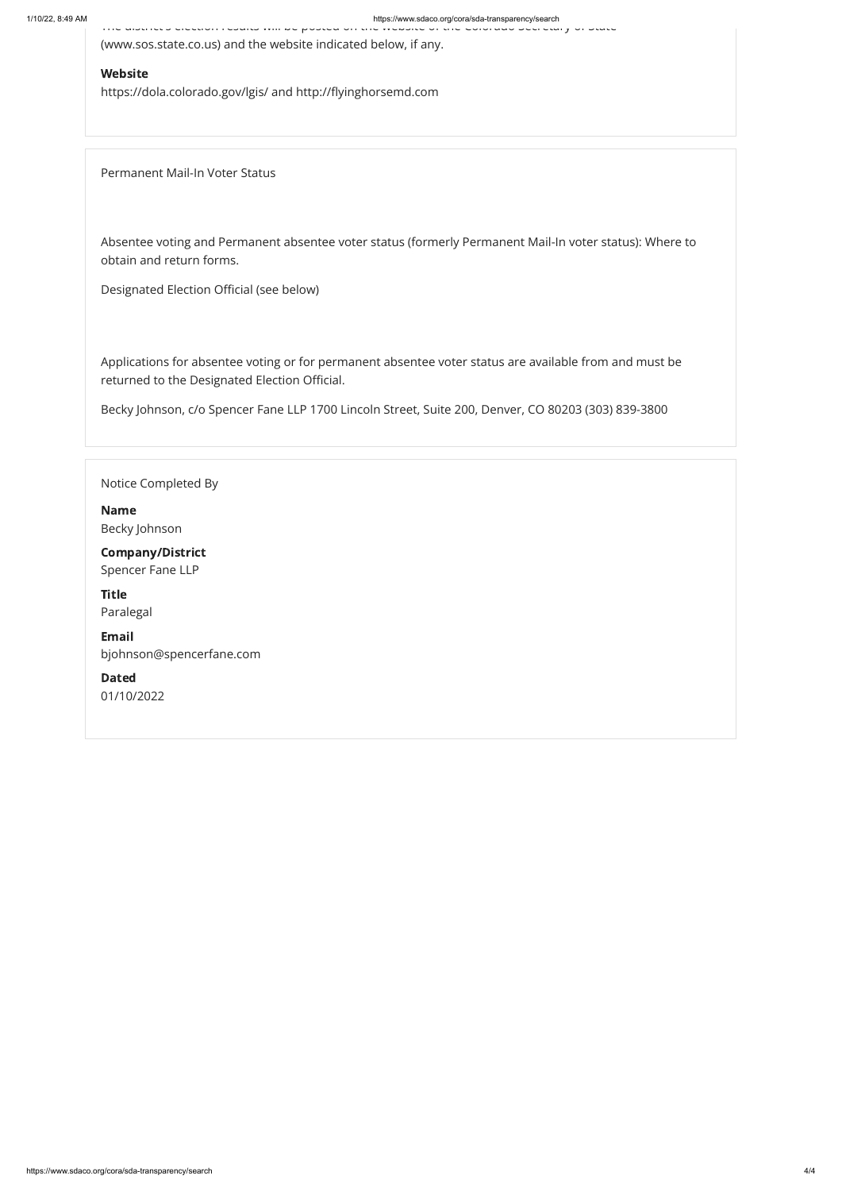The district's election results will be posted on the website of the Colorado Secretary of State (www.sos.state.co.us) and the website indicated below, if any.

**Website**

https://dola.colorado.gov/lgis/ and http://flyinghorsemd.com

Permanent Mail-In Voter Status

Absentee voting and Permanent absentee voter status (formerly Permanent Mail-In voter status): Where to obtain and return forms.

Designated Election Official (see below)

Applications for absentee voting or for permanent absentee voter status are available from and must be returned to the Designated Election Official.

Becky Johnson, c/o Spencer Fane LLP 1700 Lincoln Street, Suite 200, Denver, CO 80203 (303) 839-3800

Notice Completed By

**Name**

Becky Johnson

**Company/District**

Spencer Fane LLP

**Title**

Paralegal

**Email**

bjohnson@spencerfane.com

**Dated**

01/10/2022